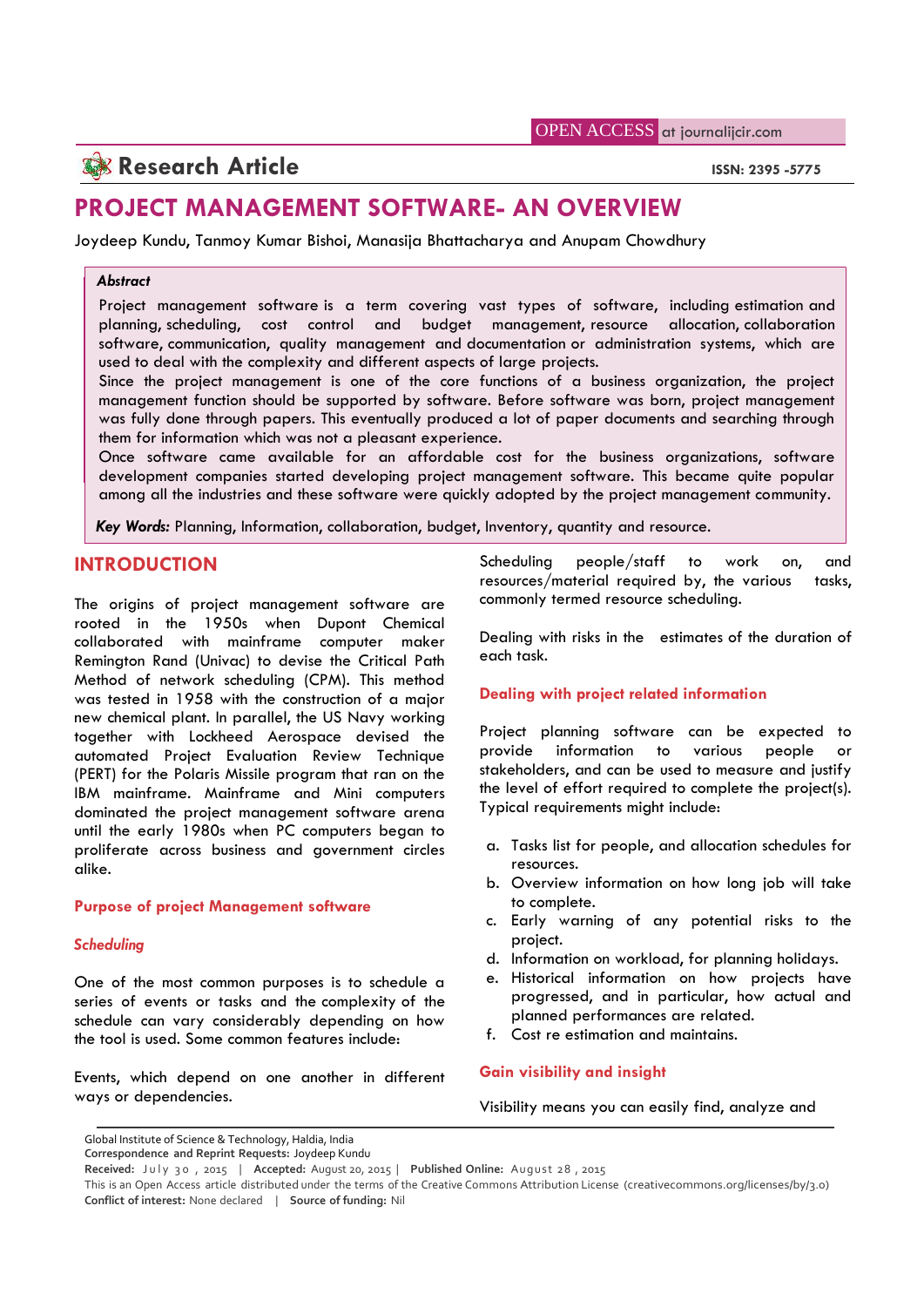Research Article

ISSN: 2395 -5775

# PROJECT MANAGEMENT SOFTWARE- AN OVERVIEW

Joydeep Kundu, Tanmoy Kumar Bishoi, Manasija Bhattacharya and Anupam Chowdhury

***Abstract***

Project management software is a term covering vast types of software, including estimation and planning, scheduling, cost control and budget management, resource allocation, collaboration software, communication, quality management and documentation or administration systems, which are used to deal with the complexity and different aspects of large projects.

Since the project management is one of the core functions of a business organization, the project management function should be supported by software. Before software was born, project management was fully done through papers. This eventually produced a lot of paper documents and searching through them for information which was not a pleasant experience.

Once software came available for an affordable cost for the business organizations, software development companies started developing project management software. This became quite popular among all the industries and these software were quickly adopted by the project management community.

***Key Words:*** Planning, Information, collaboration, budget, Inventory, quantity and resource.

## INTRODUCTION

The origins of project management software are rooted in the 1950s when Dupont Chemical collaborated with mainframe computer maker Remington Rand (Univac) to devise the Critical Path Method of network scheduling (CPM). This method was tested in 1958 with the construction of a major new chemical plant. In parallel, the US Navy working together with Lockheed Aerospace devised the automated Project Evaluation Review Technique (PERT) for the Polaris Missile program that ran on the IBM mainframe. Mainframe and Mini computers dominated the project management software arena until the early 1980s when PC computers began to proliferate across business and government circles alike.

### Purpose of project Management software

#### *Scheduling*

One of the most common purposes is to schedule a series of events or tasks and the complexity of the schedule can vary considerably depending on how the tool is used. Some common features include:

Events, which depend on one another in different ways or dependencies.

Scheduling people/staff to work on, and resources/material required by, the various tasks, commonly termed resource scheduling.

Dealing with risks in the estimates of the duration of each task.

### Dealing with project related information

Project planning software can be expected to provide information to various people or stakeholders, and can be used to measure and justify the level of effort required to complete the project(s). Typical requirements might include:

a. Tasks list for people, and allocation schedules for resources.
b. Overview information on how long job will take to complete.
c. Early warning of any potential risks to the project.
d. Information on workload, for planning holidays.
e. Historical information on how projects have progressed, and in particular, how actual and planned performances are related.
f. Cost re estimation and maintains.

### Gain visibility and insight

Visibility means you can easily find, analyze and

Global Institute of Science & Technology, Haldia, India
**Correspondence and Reprint Requests:** Joydeep Kundu
**Received:** July 30, 2015 | **Accepted:** August 20, 2015 | **Published Online:** August 28, 2015
This is an Open Access article distributed under the terms of the Creative Commons Attribution License (creativecommons.org/licenses/by/3.0)
**Conflict of interest:** None declared | **Source of funding:** Nil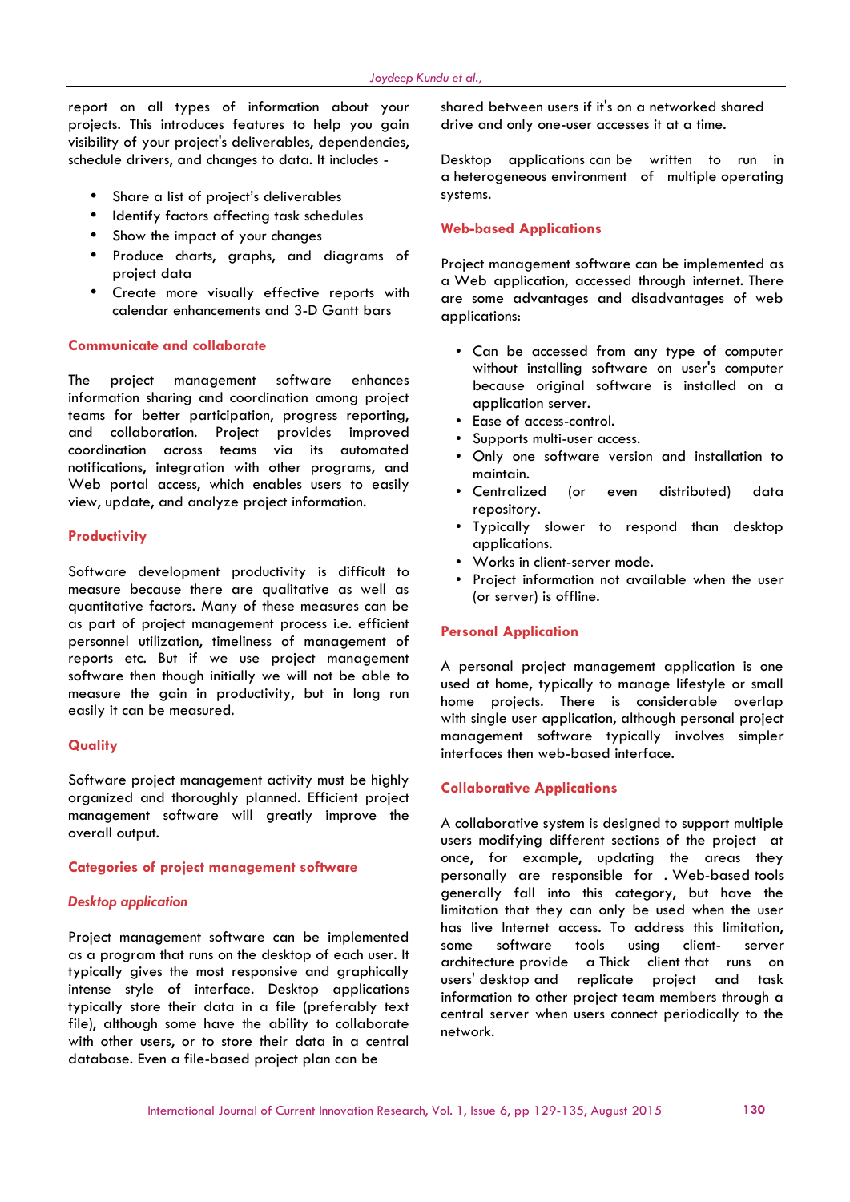report on all types of information about your projects. This introduces features to help you gain visibility of your project's deliverables, dependencies, schedule drivers, and changes to data. It includes -

- Share a list of project's deliverables
- Identify factors affecting task schedules
- Show the impact of your changes
- Produce charts, graphs, and diagrams of project data
- Create more visually effective reports with calendar enhancements and 3-D Gantt bars

### Communicate and collaborate

The project management software enhances information sharing and coordination among project teams for better participation, progress reporting, and collaboration. Project provides improved coordination across teams via its automated notifications, integration with other programs, and Web portal access, which enables users to easily view, update, and analyze project information.

### Productivity

Software development productivity is difficult to measure because there are qualitative as well as quantitative factors. Many of these measures can be as part of project management process i.e. efficient personnel utilization, timeliness of management of reports etc. But if we use project management software then though initially we will not be able to measure the gain in productivity, but in long run easily it can be measured.

### Quality

Software project management activity must be highly organized and thoroughly planned. Efficient project management software will greatly improve the overall output.

### Categories of project management software

#### *Desktop application*

Project management software can be implemented as a program that runs on the desktop of each user. It typically gives the most responsive and graphically intense style of interface. Desktop applications typically store their data in a file (preferably text file), although some have the ability to collaborate with other users, or to store their data in a central database. Even a file-based project plan can be shared between users if it's on a networked shared drive and only one-user accesses it at a time.

Desktop applications can be written to run in a heterogeneous environment of multiple operating systems.

### Web-based Applications

Project management software can be implemented as a Web application, accessed through internet. There are some advantages and disadvantages of web applications:

- Can be accessed from any type of computer without installing software on user's computer because original software is installed on a application server.
- Ease of access-control.
- Supports multi-user access.
- Only one software version and installation to maintain.
- Centralized (or even distributed) data repository.
- Typically slower to respond than desktop applications.
- Works in client-server mode.
- Project information not available when the user (or server) is offline.

### Personal Application

A personal project management application is one used at home, typically to manage lifestyle or small home projects. There is considerable overlap with single user application, although personal project management software typically involves simpler interfaces then web-based interface.

### Collaborative Applications

A collaborative system is designed to support multiple users modifying different sections of the project at once, for example, updating the areas they personally are responsible for . Web-based tools generally fall into this category, but have the limitation that they can only be used when the user has live Internet access. To address this limitation, some software tools using client- server architecture provide a Thick client that runs on users' desktop and replicate project and task information to other project team members through a central server when users connect periodically to the network.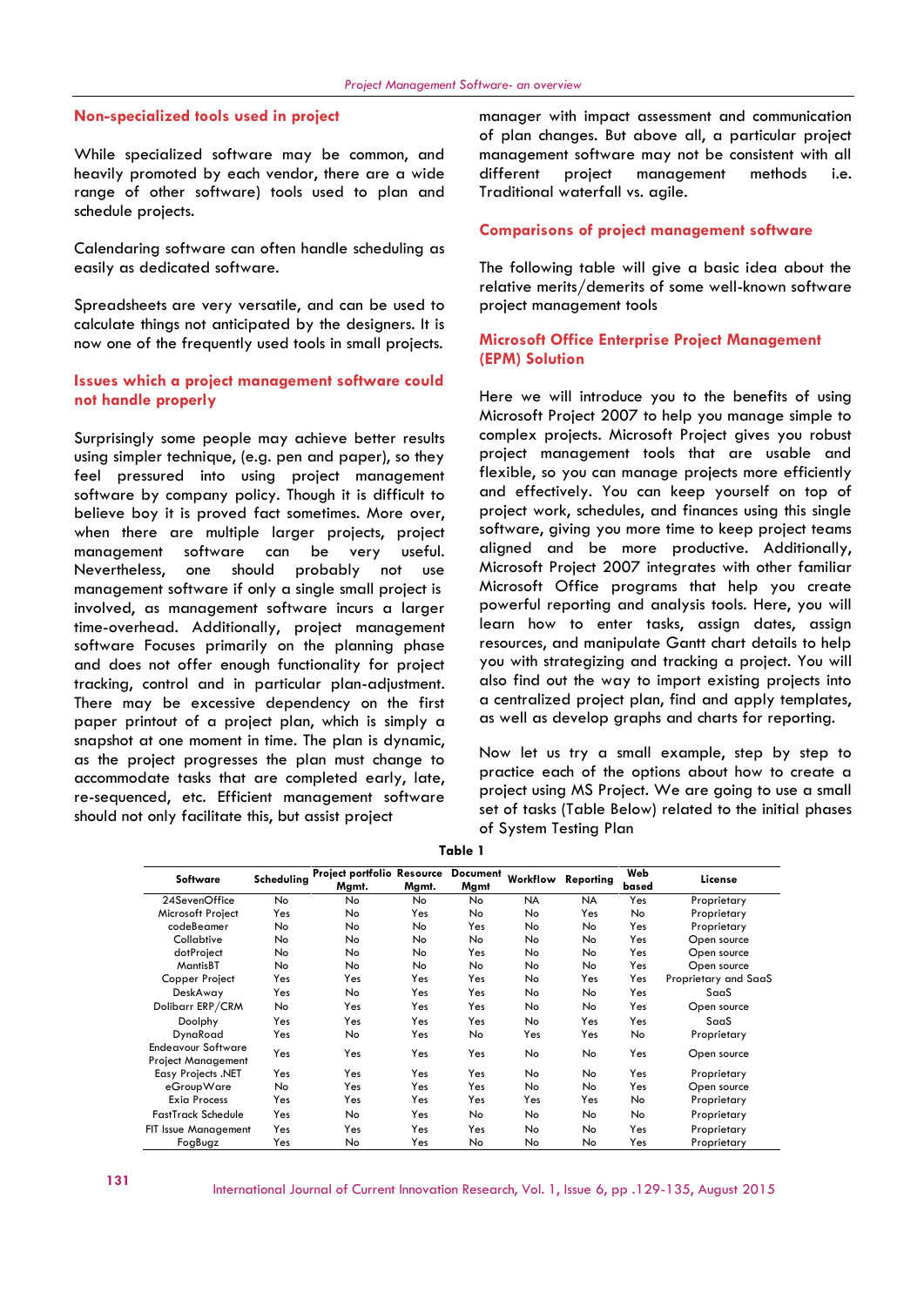## Non-specialized tools used in project

While specialized software may be common, and heavily promoted by each vendor, there are a wide range of other software) tools used to plan and schedule projects.

Calendaring software can often handle scheduling as easily as dedicated software.

Spreadsheets are very versatile, and can be used to calculate things not anticipated by the designers. It is now one of the frequently used tools in small projects.

## Issues which a project management software could not handle properly

Surprisingly some people may achieve better results using simpler technique, (e.g. pen and paper), so they feel pressured into using project management software by company policy. Though it is difficult to believe boy it is proved fact sometimes. More over, when there are multiple larger projects, project management software can be very useful. Nevertheless, one should probably not use management software if only a single small project is involved, as management software incurs a larger time-overhead. Additionally, project management software Focuses primarily on the planning phase and does not offer enough functionality for project tracking, control and in particular plan-adjustment. There may be excessive dependency on the first paper printout of a project plan, which is simply a snapshot at one moment in time. The plan is dynamic, as the project progresses the plan must change to accommodate tasks that are completed early, late, re-sequenced, etc. Efficient management software should not only facilitate this, but assist project manager with impact assessment and communication of plan changes. But above all, a particular project management software may not be consistent with all different project management methods i.e. Traditional waterfall vs. agile.

## Comparisons of project management software

The following table will give a basic idea about the relative merits/demerits of some well-known software project management tools

## Microsoft Office Enterprise Project Management (EPM) Solution

Here we will introduce you to the benefits of using Microsoft Project 2007 to help you manage simple to complex projects. Microsoft Project gives you robust project management tools that are usable and flexible, so you can manage projects more efficiently and effectively. You can keep yourself on top of project work, schedules, and finances using this single software, giving you more time to keep project teams aligned and be more productive. Additionally, Microsoft Project 2007 integrates with other familiar Microsoft Office programs that help you create powerful reporting and analysis tools. Here, you will learn how to enter tasks, assign dates, assign resources, and manipulate Gantt chart details to help you with strategizing and tracking a project. You will also find out the way to import existing projects into a centralized project plan, find and apply templates, as well as develop graphs and charts for reporting.

Now let us try a small example, step by step to practice each of the options about how to create a project using MS Project. We are going to use a small set of tasks (Table Below) related to the initial phases of System Testing Plan

**Table 1**

| Software | Scheduling | Project portfolio Mgmt. | Resource Mgmt. | Document Mgmt | Workflow | Reporting | Web based | License |
|---|---|---|---|---|---|---|---|---|
| 24SevenOffice | No | No | No | No | NA | NA | Yes | Proprietary |
| Microsoft Project | Yes | No | Yes | No | No | Yes | No | Proprietary |
| codeBeamer | No | No | No | Yes | No | No | Yes | Proprietary |
| Collabtive | No | No | No | No | No | No | Yes | Open source |
| dotProject | No | No | No | Yes | No | No | Yes | Open source |
| MantisBT | No | No | No | No | No | No | Yes | Open source |
| Copper Project | Yes | Yes | Yes | Yes | No | Yes | Yes | Proprietary and SaaS |
| DeskAway | Yes | No | Yes | Yes | No | No | Yes | SaaS |
| Dolibarr ERP/CRM | No | Yes | Yes | Yes | No | No | Yes | Open source |
| Doolphy | Yes | Yes | Yes | Yes | No | Yes | Yes | SaaS |
| DynaRoad | Yes | No | Yes | No | Yes | Yes | No | Proprietary |
| Endeavour Software Project Management | Yes | Yes | Yes | Yes | No | No | Yes | Open source |
| Easy Projects .NET | Yes | Yes | Yes | Yes | No | No | Yes | Proprietary |
| eGroupWare | No | Yes | Yes | Yes | No | No | Yes | Open source |
| Exia Process | Yes | Yes | Yes | Yes | Yes | Yes | No | Proprietary |
| FastTrack Schedule | Yes | No | Yes | No | No | No | No | Proprietary |
| FIT Issue Management | Yes | Yes | Yes | Yes | No | No | Yes | Proprietary |
| FogBugz | Yes | No | Yes | No | No | No | Yes | Proprietary |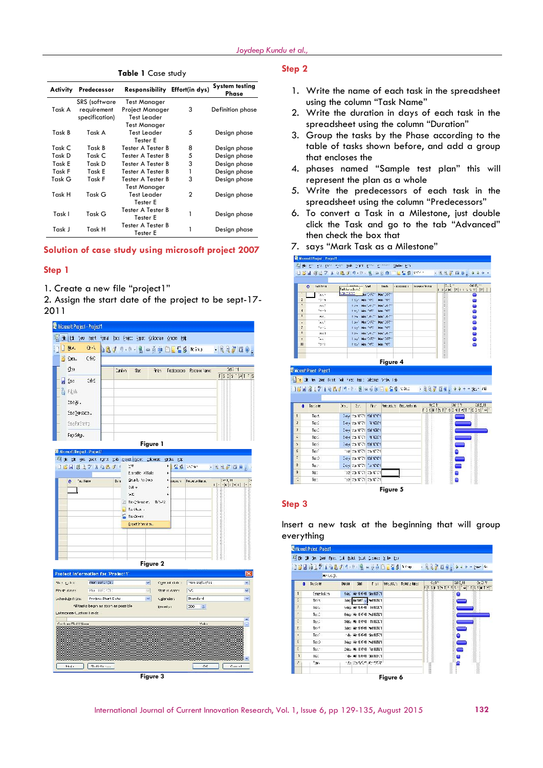**Table 1** Case study

| Activity | Predecessor | Responsibility | Effort(in dys) | System testing Phase |
|---|---|---|---|---|
| Task A | SRS (software requirement specification) | Test Manager Project Manager Test Leader | 3 | Definition phase |
| Task B | Task A | Test Manager Test Leader Tester E | 5 | Design phase |
| Task C | Task B | Tester A Tester B | 8 | Design phase |
| Task D | Task C | Tester A Tester B | 5 | Design phase |
| Task E | Task D | Tester A Tester B | 3 | Design phase |
| Task F | Task E | Tester A Tester B | 1 | Design phase |
| Task G | Task F | Tester A Tester B | 3 | Design phase |
| Task H | Task G | Test Manager Test Leader Tester E | 2 | Design phase |
| Task I | Task G | Tester A Tester B Tester E | 1 | Design phase |
| Task J | Task H | Tester A Tester B Tester E | 1 | Design phase |

## Solution of case study using microsoft project 2007

### Step 1

1. Create a new file "project1"
2. Assign the start date of the project to be sept-17-2011

Figure 1

Figure 2

Figure 3

### Step 2

1. Write the name of each task in the spreadsheet using the column "Task Name"
2. Write the duration in days of each task in the spreadsheet using the column "Duration"
3. Group the tasks by the Phase according to the table of tasks shown before, and add a group that encloses the
4. phases named "Sample test plan" this will represent the plan as a whole
5. Write the predecessors of each task in the spreadsheet using the column "Predecessors"
6. To convert a Task in a Milestone, just double click the Task and go to the tab "Advanced" then check the box that
7. says "Mark Task as a Milestone"

Figure 4

Figure 5

### Step 3

Insert a new task at the beginning that will group everything

Figure 6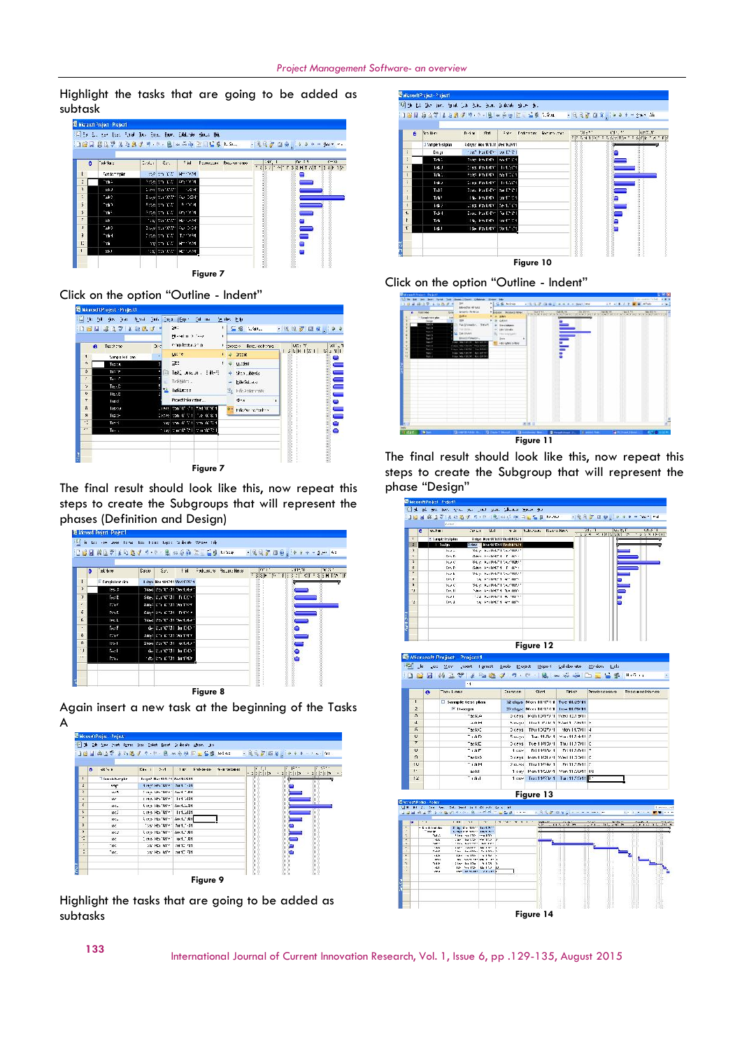Highlight the tasks that are going to be added as subtask

Figure 7

Click on the option "Outline - Indent"

Figure 7

The final result should look like this, now repeat this steps to create the Subgroups that will represent the phases (Definition and Design)

Figure 8

Again insert a new task at the beginning of the Tasks A

Figure 9

Highlight the tasks that are going to be added as subtasks

Figure 10

Click on the option "Outline - Indent"

Figure 11

The final result should look like this, now repeat this steps to create the Subgroup that will represent the phase "Design"

Figure 12

Figure 13

Figure 14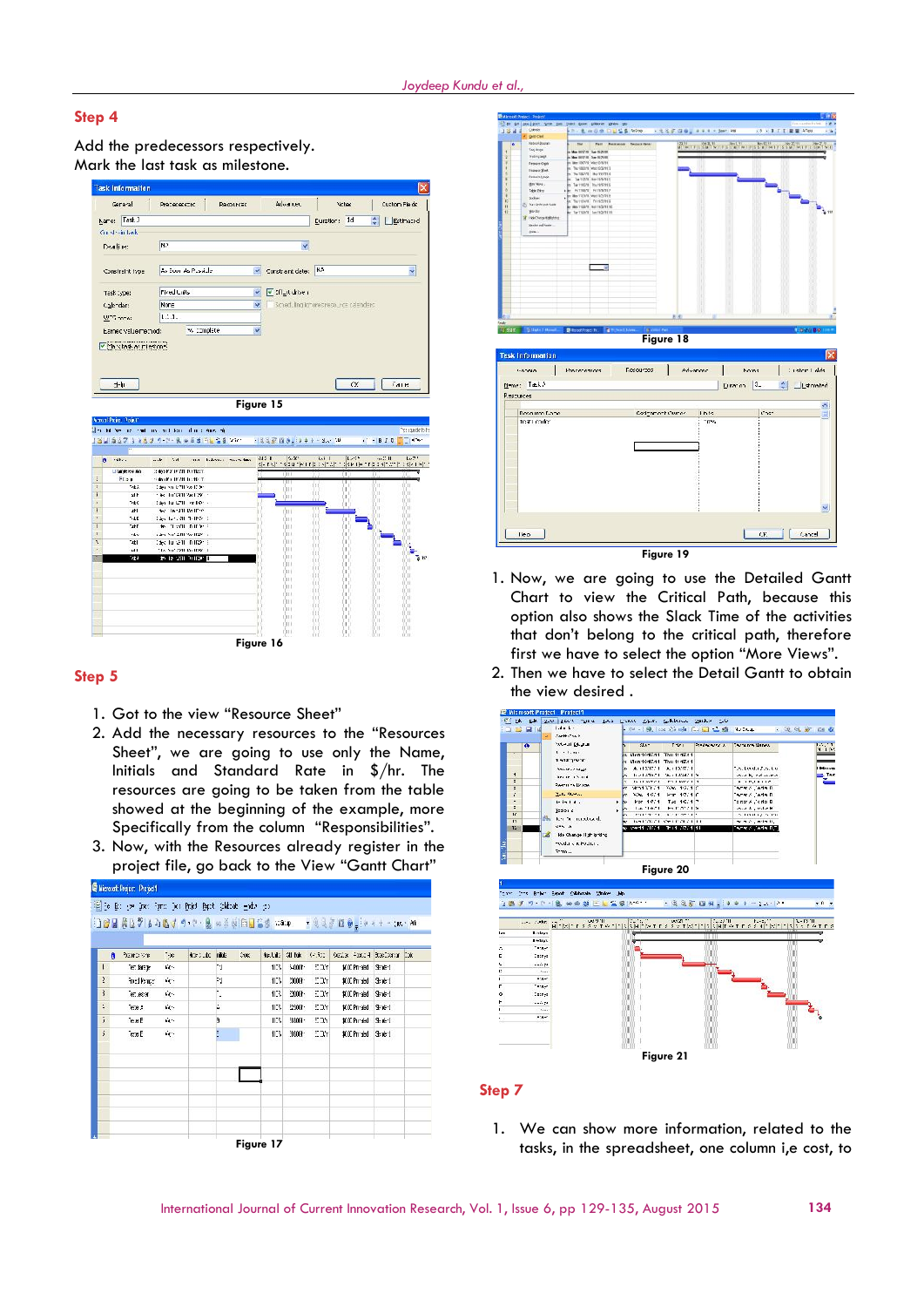## Step 4

Add the predecessors respectively.
Mark the last task as milestone.

Figure 15

Figure 16

## Step 5

1. Got to the view "Resource Sheet"
2. Add the necessary resources to the "Resources Sheet", we are going to use only the Name, Initials and Standard Rate in $/hr. The resources are going to be taken from the table showed at the beginning of the example, more Specifically from the column "Responsibilities".
3. Now, with the Resources already register in the project file, go back to the View "Gantt Chart"

Figure 17

Figure 18

Figure 19

1. Now, we are going to use the Detailed Gantt Chart to view the Critical Path, because this option also shows the Slack Time of the activities that don't belong to the critical path, therefore first we have to select the option "More Views".
2. Then we have to select the Detail Gantt to obtain the view desired .

Figure 20

Figure 21

## Step 7

1. We can show more information, related to the tasks, in the spreadsheet, one column i,e cost, to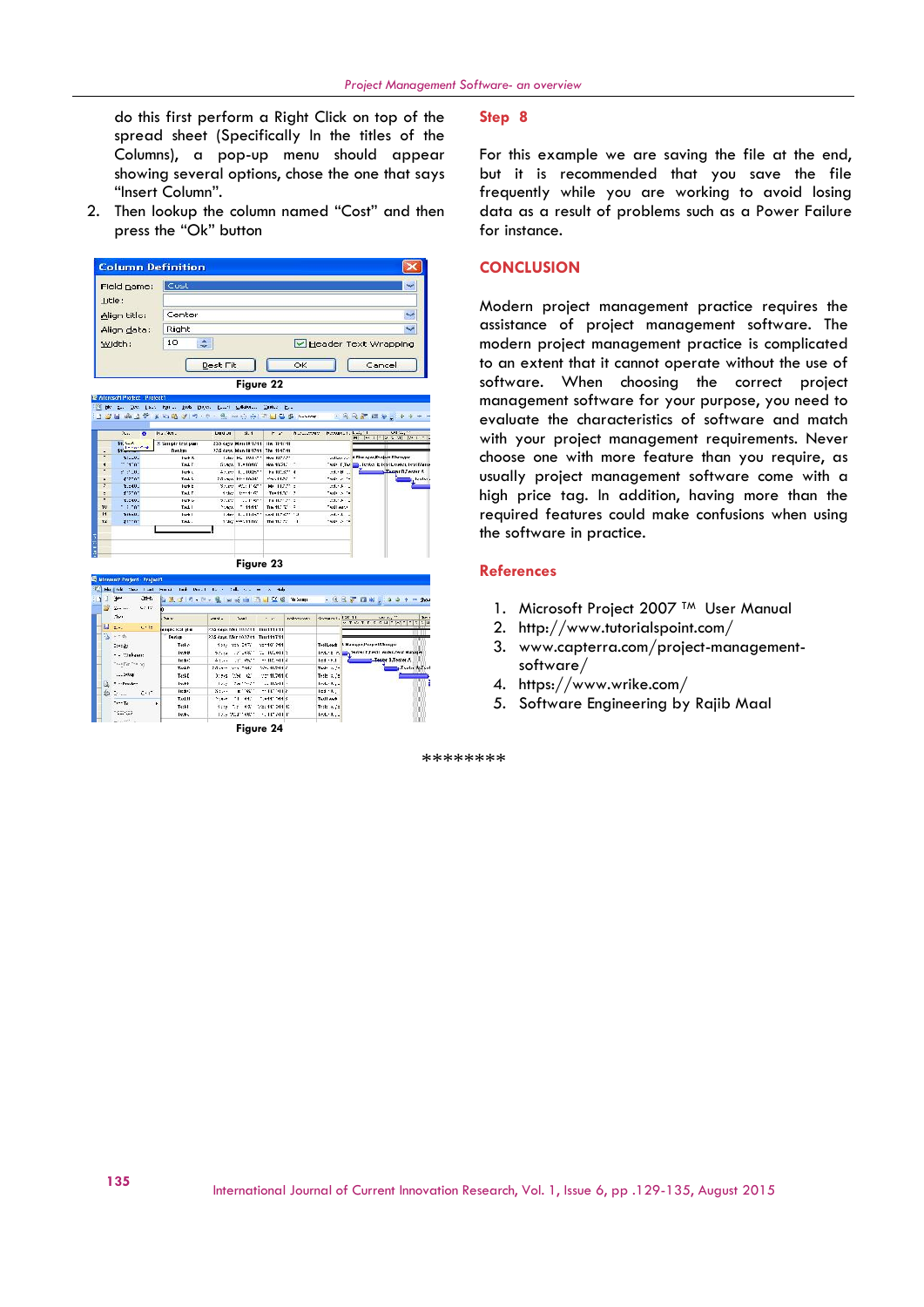do this first perform a Right Click on top of the spread sheet (Specifically In the titles of the Columns), a pop-up menu should appear showing several options, chose the one that says “Insert Column”.

2. Then lookup the column named “Cost” and then press the “Ok” button

Figure 22

Figure 23

Figure 24

### Step 8

For this example we are saving the file at the end, but it is recommended that you save the file frequently while you are working to avoid losing data as a result of problems such as a Power Failure for instance.

## CONCLUSION

Modern project management practice requires the assistance of project management software. The modern project management practice is complicated to an extent that it cannot operate without the use of software. When choosing the correct project management software for your purpose, you need to evaluate the characteristics of software and match with your project management requirements. Never choose one with more feature than you require, as usually project management software come with a high price tag. In addition, having more than the required features could make confusions when using the software in practice.

## References

1. Microsoft Project 2007 ™ User Manual
2. http://www.tutorialspoint.com/
3. www.capterra.com/project-management-software/
4. https://www.wrike.com/
5. Software Engineering by Rajib Maal

********